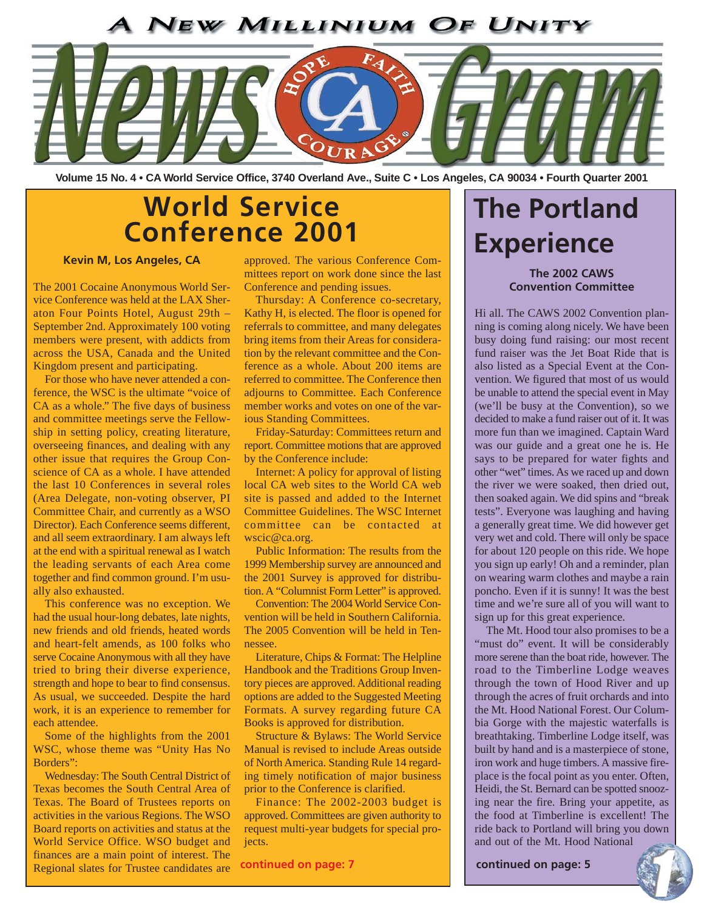# A New Millinium Of Unity

# NewsGram

Volume 15 No. 4 • CA World Service Office, 3740 Overland Ave., Suite C • Los Angeles, CA 90034 • Fourth Quarter 2001

## World Service Conference 2001

**Kevin M, Los Angeles, CA**

The 2001 Cocaine Anonymous World Service Conference was held at the LAX Sheraton Four Points Hotel, August 29th – September 2nd. Approximately 100 voting members were present, with addicts from across the USA, Canada and the United Kingdom present and participating.

For those who have never attended a conference, the WSC is the ultimate "voice of CA as a whole." The five days of business and committee meetings serve the Fellowship in setting policy, creating literature, overseeing finances, and dealing with any other issue that requires the Group Conscience of CA as a whole. I have attended the last 10 Conferences in several roles (Area Delegate, non-voting observer, PI Committee Chair, and currently as a WSO Director). Each Conference seems different, and all seem extraordinary. I am always left at the end with a spiritual renewal as I watch the leading servants of each Area come together and find common ground. I'm usually also exhausted.

This conference was no exception. We had the usual hour-long debates, late nights, new friends and old friends, heated words and heart-felt amends, as 100 folks who serve Cocaine Anonymous with all they have tried to bring their diverse experience, strength and hope to bear to find consensus. As usual, we succeeded. Despite the hard work, it is an experience to remember for each attendee.

Some of the highlights from the 2001 WSC, whose theme was "Unity Has No Borders":

Wednesday: The South Central District of Texas becomes the South Central Area of Texas. The Board of Trustees reports on activities in the various Regions. The WSO Board reports on activities and status at the World Service Office. WSO budget and finances are a main point of interest. The Regional slates for Trustee candidates are approved. The various Conference Committees report on work done since the last Conference and pending issues.

Thursday: A Conference co-secretary, Kathy H, is elected. The floor is opened for referrals to committee, and many delegates bring items from their Areas for consideration by the relevant committee and the Conference as a whole. About 200 items are referred to committee. The Conference then adjourns to Committee. Each Conference member works and votes on one of the various Standing Committees.

Friday-Saturday: Committees return and report. Committee motions that are approved by the Conference include:

Internet: A policy for approval of listing local CA web sites to the World CA web site is passed and added to the Internet Committee Guidelines. The WSC Internet committee can be contacted at wscic@ca.org.

Public Information: The results from the 1999 Membership survey are announced and the 2001 Survey is approved for distribution. A "Columnist Form Letter" is approved.

Convention: The 2004 World Service Convention will be held in Southern California. The 2005 Convention will be held in Tennessee.

Literature, Chips & Format: The Helpline Handbook and the Traditions Group Inventory pieces are approved. Additional reading options are added to the Suggested Meeting Formats. A survey regarding future CA Books is approved for distribution.

Structure & Bylaws: The World Service Manual is revised to include Areas outside of North America. Standing Rule 14 regarding timely notification of major business prior to the Conference is clarified.

Finance: The 2002-2003 budget is approved. Committees are given authority to request multi-year budgets for special projects.

**continued on page: 7**

## The Portland Experience

**The 2002 CAWS Convention Committee**

Hi all. The CAWS 2002 Convention planning is coming along nicely. We have been busy doing fund raising: our most recent fund raiser was the Jet Boat Ride that is also listed as a Special Event at the Convention. We figured that most of us would be unable to attend the special event in May (we'll be busy at the Convention), so we decided to make a fund raiser out of it. It was more fun than we imagined. Captain Ward was our guide and a great one he is. He says to be prepared for water fights and other "wet" times. As we raced up and down the river we were soaked, then dried out, then soaked again. We did spins and "break tests". Everyone was laughing and having a generally great time. We did however get very wet and cold. There will only be space for about 120 people on this ride. We hope you sign up early! Oh and a reminder, plan on wearing warm clothes and maybe a rain poncho. Even if it is sunny! It was the best time and we're sure all of you will want to sign up for this great experience.

The Mt. Hood tour also promises to be a "must do" event. It will be considerably more serene than the boat ride, however. The road to the Timberline Lodge weaves through the town of Hood River and up through the acres of fruit orchards and into the Mt. Hood National Forest. Our Columbia Gorge with the majestic waterfalls is breathtaking. Timberline Lodge itself, was built by hand and is a masterpiece of stone, iron work and huge timbers. A massive fireplace is the focal point as you enter. Often, Heidi, the St. Bernard can be spotted snoozing near the fire. Bring your appetite, as the food at Timberline is excellent! The ride back to Portland will bring you down and out of the Mt. Hood National

**continued on page: 5**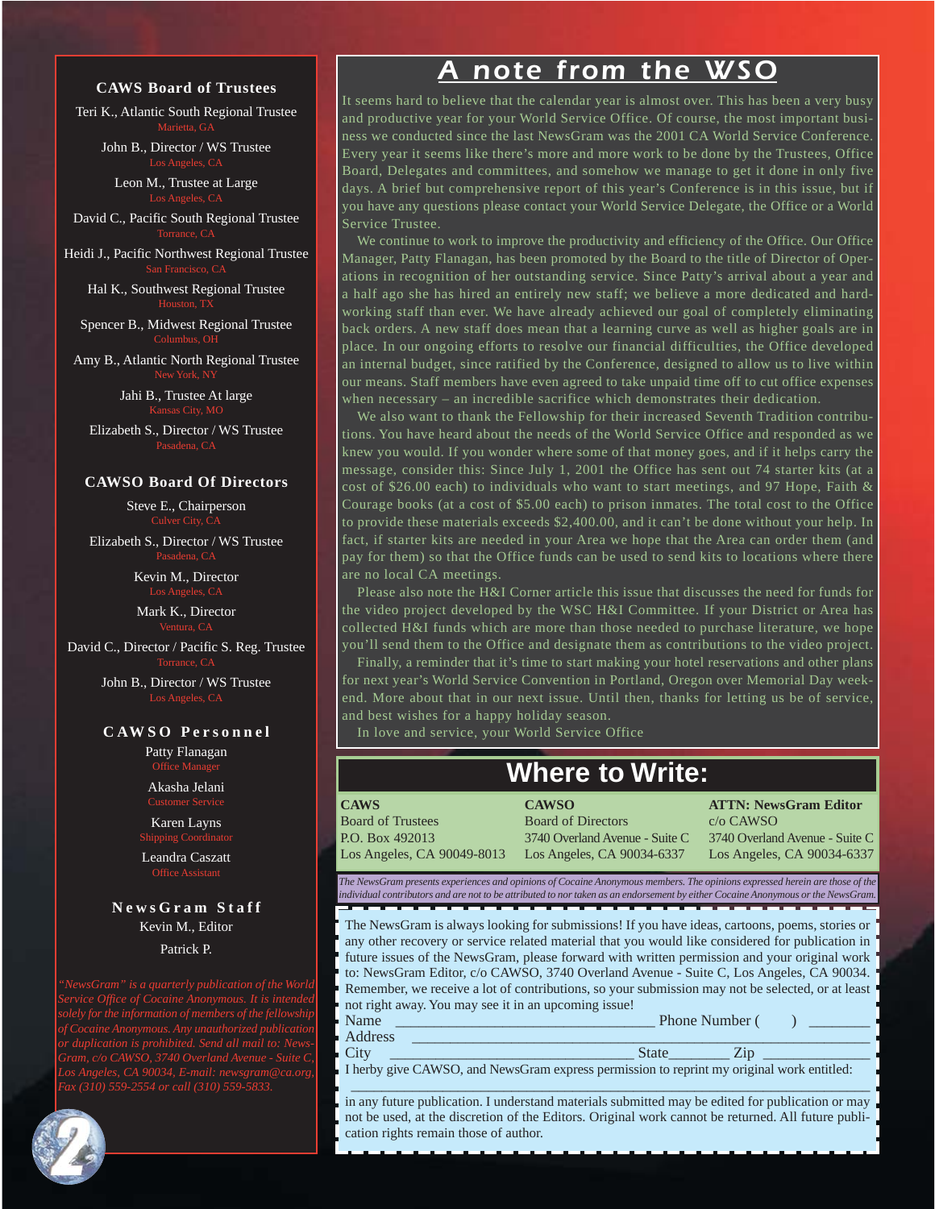### CAWS Board of Trustees

Teri K., Atlantic South Regional Trustee
Marietta, GA

John B., Director / WS Trustee
Los Angeles, CA

Leon M., Trustee at Large
Los Angeles, CA

David C., Pacific South Regional Trustee
Torrance, CA

Heidi J., Pacific Northwest Regional Trustee
San Francisco, CA

Hal K., Southwest Regional Trustee
Houston, TX

Spencer B., Midwest Regional Trustee
Columbus, OH

Amy B., Atlantic North Regional Trustee
New York, NY

Jahi B., Trustee At large
Kansas City, MO

Elizabeth S., Director / WS Trustee
Pasadena, CA

### CAWSO Board Of Directors

Steve E., Chairperson
Culver City, CA

Elizabeth S., Director / WS Trustee
Pasadena, CA

Kevin M., Director
Los Angeles, CA

Mark K., Director
Ventura, CA

David C., Director / Pacific S. Reg. Trustee
Torrance, CA

John B., Director / WS Trustee
Los Angeles, CA

### CAWSO Personnel

Patty Flanagan
Office Manager

Akasha Jelani
Customer Service

Karen Layns
Shipping Coordinator

Leandra Caszatt
Office Assistant

### NewsGram Staff

Kevin M., Editor

Patrick P.

*"NewsGram" is a quarterly publication of the World Service Office of Cocaine Anonymous. It is intended solely for the information of members of the fellowship of Cocaine Anonymous. Any unauthorized publication or duplication is prohibited. Send all mail to: NewsGram, c/o CAWSO, 3740 Overland Avenue - Suite C, Los Angeles, CA 90034, E-mail: newsgram@ca.org, Fax (310) 559-2554 or call (310) 559-5833.*

# A note from the WSO

It seems hard to believe that the calendar year is almost over. This has been a very busy and productive year for your World Service Office. Of course, the most important business we conducted since the last NewsGram was the 2001 CA World Service Conference. Every year it seems like there's more and more work to be done by the Trustees, Office Board, Delegates and committees, and somehow we manage to get it done in only five days. A brief but comprehensive report of this year's Conference is in this issue, but if you have any questions please contact your World Service Delegate, the Office or a World Service Trustee.

We continue to work to improve the productivity and efficiency of the Office. Our Office Manager, Patty Flanagan, has been promoted by the Board to the title of Director of Operations in recognition of her outstanding service. Since Patty's arrival about a year and a half ago she has hired an entirely new staff; we believe a more dedicated and hard-working staff than ever. We have already achieved our goal of completely eliminating back orders. A new staff does mean that a learning curve as well as higher goals are in place. In our ongoing efforts to resolve our financial difficulties, the Office developed an internal budget, since ratified by the Conference, designed to allow us to live within our means. Staff members have even agreed to take unpaid time off to cut office expenses when necessary – an incredible sacrifice which demonstrates their dedication.

We also want to thank the Fellowship for their increased Seventh Tradition contributions. You have heard about the needs of the World Service Office and responded as we knew you would. If you wonder where some of that money goes, and if it helps carry the message, consider this: Since July 1, 2001 the Office has sent out 74 starter kits (at a cost of $26.00 each) to individuals who want to start meetings, and 97 Hope, Faith & Courage books (at a cost of $5.00 each) to prison inmates. The total cost to the Office to provide these materials exceeds $2,400.00, and it can't be done without your help. In fact, if starter kits are needed in your Area we hope that the Area can order them (and pay for them) so that the Office funds can be used to send kits to locations where there are no local CA meetings.

Please also note the H&I Corner article this issue that discusses the need for funds for the video project developed by the WSC H&I Committee. If your District or Area has collected H&I funds which are more than those needed to purchase literature, we hope you'll send them to the Office and designate them as contributions to the video project.

Finally, a reminder that it's time to start making your hotel reservations and other plans for next year's World Service Convention in Portland, Oregon over Memorial Day weekend. More about that in our next issue. Until then, thanks for letting us be of service, and best wishes for a happy holiday season.

In love and service, your World Service Office

## Where to Write:

**CAWS**
Board of Trustees
P.O. Box 492013
Los Angeles, CA 90049-8013

**CAWSO**
Board of Directors
3740 Overland Avenue - Suite C
Los Angeles, CA 90034-6337

**ATTN: NewsGram Editor**
c/o CAWSO
3740 Overland Avenue - Suite C
Los Angeles, CA 90034-6337

*The NewsGram presents experiences and opinions of Cocaine Anonymous members. The opinions expressed herein are those of the individual contributors and are not to be attributed to nor taken as an endorsement by either Cocaine Anonymous or the NewsGram.*

The NewsGram is always looking for submissions! If you have ideas, cartoons, poems, stories or any other recovery or service related material that you would like considered for publication in future issues of the NewsGram, please forward with written permission and your original work to: NewsGram Editor, c/o CAWSO, 3740 Overland Avenue - Suite C, Los Angeles, CA 90034. Remember, we receive a lot of contributions, so your submission may not be selected, or at least not right away. You may see it in an upcoming issue!

Name ________________________________ Phone Number (     ) ________

Address ______________________________________________________

City _______________________________ State________ Zip _____________

I herby give CAWSO, and NewsGram express permission to reprint my original work entitled:

______________________________________________________________

in any future publication. I understand materials submitted may be edited for publication or may not be used, at the discretion of the Editors. Original work cannot be returned. All future publication rights remain those of author.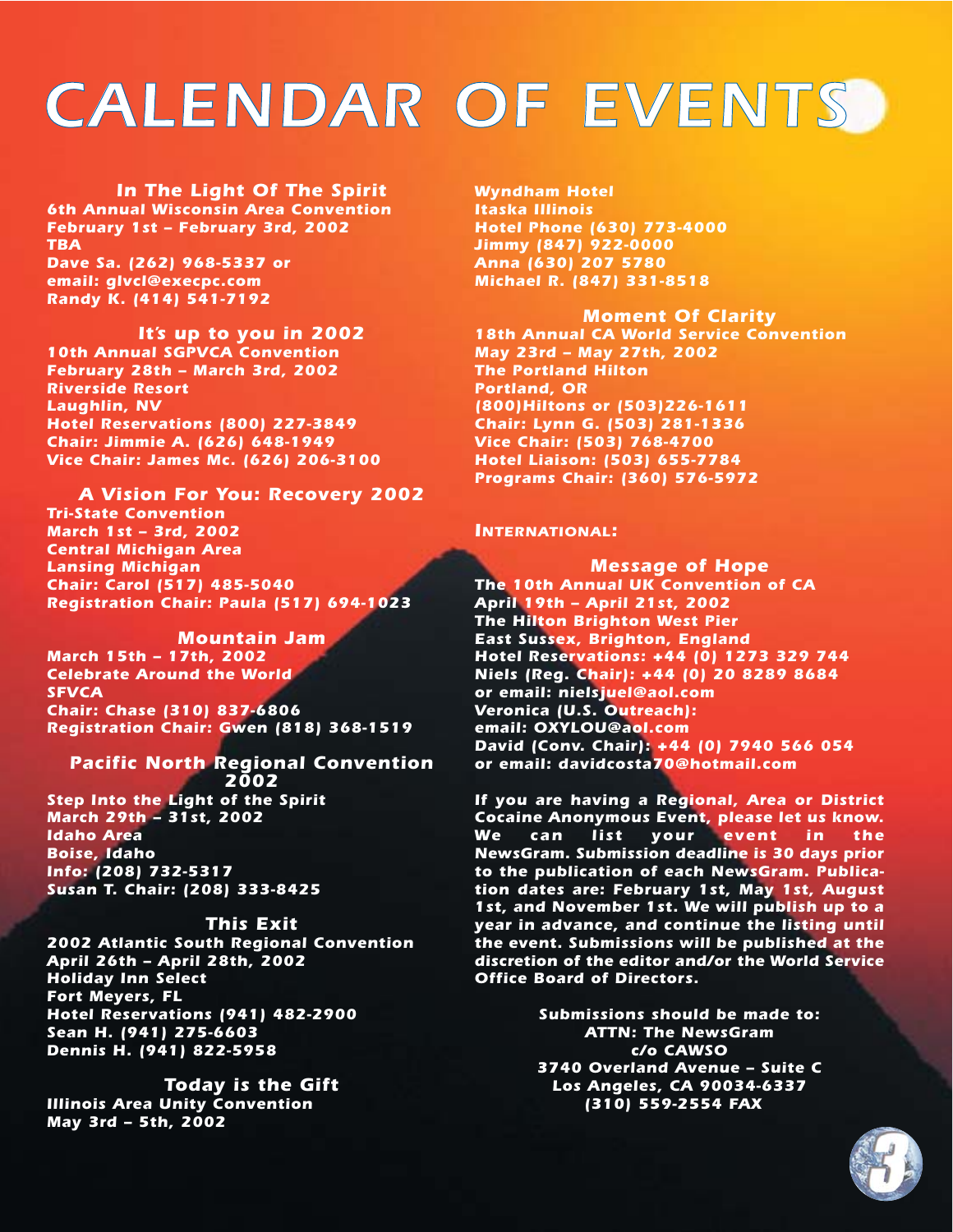# CALENDAR OF EVENTS

### In The Light Of The Spirit

**6th Annual Wisconsin Area Convention**
**February 1st – February 3rd, 2002**
**TBA**
**Dave Sa. (262) 968-5337 or**
**email: glvcl@execpc.com**
**Randy K. (414) 541-7192**

### It's up to you in 2002

**10th Annual SGPVCA Convention**
**February 28th – March 3rd, 2002**
**Riverside Resort**
**Laughlin, NV**
**Hotel Reservations (800) 227-3849**
**Chair: Jimmie A. (626) 648-1949**
**Vice Chair: James Mc. (626) 206-3100**

### A Vision For You: Recovery 2002

**Tri-State Convention**
**March 1st – 3rd, 2002**
**Central Michigan Area**
**Lansing Michigan**
**Chair: Carol (517) 485-5040**
**Registration Chair: Paula (517) 694-1023**

### Mountain Jam

**March 15th – 17th, 2002**
**Celebrate Around the World**
**SFVCA**
**Chair: Chase (310) 837-6806**
**Registration Chair: Gwen (818) 368-1519**

### Pacific North Regional Convention 2002

**Step Into the Light of the Spirit**
**March 29th – 31st, 2002**
**Idaho Area**
**Boise, Idaho**
**Info: (208) 732-5317**
**Susan T. Chair: (208) 333-8425**

### This Exit

**2002 Atlantic South Regional Convention**
**April 26th – April 28th, 2002**
**Holiday Inn Select**
**Fort Meyers, FL**
**Hotel Reservations (941) 482-2900**
**Sean H. (941) 275-6603**
**Dennis H. (941) 822-5958**

### Today is the Gift

**Illinois Area Unity Convention**
**May 3rd – 5th, 2002**
**Wyndham Hotel**
**Itaska Illinois**
**Hotel Phone (630) 773-4000**
**Jimmy (847) 922-0000**
**Anna (630) 207 5780**
**Michael R. (847) 331-8518**

### Moment Of Clarity

**18th Annual CA World Service Convention**
**May 23rd – May 27th, 2002**
**The Portland Hilton**
**Portland, OR**
**(800)Hiltons or (503)226-1611**
**Chair: Lynn G. (503) 281-1336**
**Vice Chair: (503) 768-4700**
**Hotel Liaison: (503) 655-7784**
**Programs Chair: (360) 576-5972**

## INTERNATIONAL:

### Message of Hope

**The 10th Annual UK Convention of CA**
**April 19th – April 21st, 2002**
**The Hilton Brighton West Pier**
**East Sussex, Brighton, England**
**Hotel Reservations: +44 (0) 1273 329 744**
**Niels (Reg. Chair): +44 (0) 20 8289 8684**
**or email: nielsjuel@aol.com**
**Veronica (U.S. Outreach):**
**email: OXYLOU@aol.com**
**David (Conv. Chair): +44 (0) 7940 566 054**
**or email: davidcosta70@hotmail.com**

**If you are having a Regional, Area or District Cocaine Anonymous Event, please let us know. We can list your event in the NewsGram. Submission deadline is 30 days prior to the publication of each NewsGram. Publication dates are: February 1st, May 1st, August 1st, and November 1st. We will publish up to a year in advance, and continue the listing until the event. Submissions will be published at the discretion of the editor and/or the World Service Office Board of Directors.**

**Submissions should be made to:**
**ATTN: The NewsGram**
**c/o CAWSO**
**3740 Overland Avenue – Suite C**
**Los Angeles, CA 90034-6337**
**(310) 559-2554 FAX**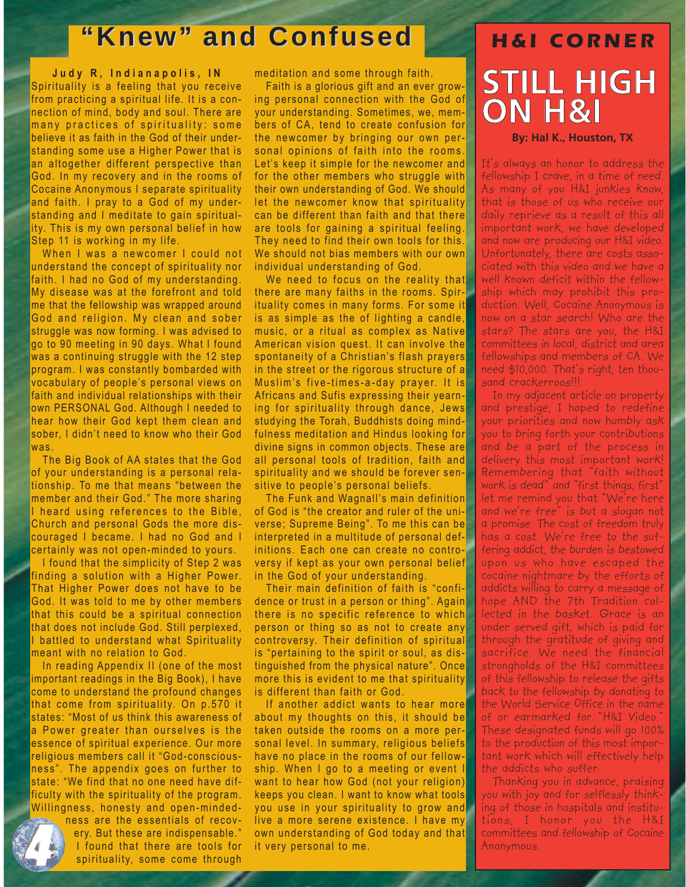# "Knew" and Confused

**Judy R, Indianapolis, IN**

Spirituality is a feeling that you receive from practicing a spiritual life. It is a connection of mind, body and soul. There are many practices of spirituality: some believe it as faith in the God of their understanding some use a Higher Power that is an altogether different perspective than God. In my recovery and in the rooms of Cocaine Anonymous I separate spirituality and faith. I pray to a God of my understanding and I meditate to gain spirituality. This is my own personal belief in how Step 11 is working in my life.

When I was a newcomer I could not understand the concept of spirituality nor faith. I had no God of my understanding. My disease was at the forefront and told me that the fellowship was wrapped around God and religion. My clean and sober struggle was now forming. I was advised to go to 90 meeting in 90 days. What I found was a continuing struggle with the 12 step program. I was constantly bombarded with vocabulary of people's personal views on faith and individual relationships with their own PERSONAL God. Although I needed to hear how their God kept them clean and sober, I didn't need to know who their God was.

The Big Book of AA states that the God of your understanding is a personal relationship. To me that means "between the member and their God." The more sharing I heard using references to the Bible, Church and personal Gods the more discouraged I became. I had no God and I certainly was not open-minded to yours.

I found that the simplicity of Step 2 was finding a solution with a Higher Power. That Higher Power does not have to be God. It was told to me by other members that this could be a spiritual connection that does not include God. Still perplexed, I battled to understand what Spirituality meant with no relation to God.

In reading Appendix II (one of the most important readings in the Big Book), I have come to understand the profound changes that come from spirituality. On p.570 it states: "Most of us think this awareness of a Power greater than ourselves is the essence of spiritual experience. Our more religious members call it "God-consciousness". The appendix goes on further to state: "We find that no one need have difficulty with the spirituality of the program. Willingness, honesty and open-mindedness are the essentials of recovery. But these are indispensable." I found that there are tools for spirituality, some come through meditation and some through faith.

Faith is a glorious gift and an ever growing personal connection with the God of your understanding. Sometimes, we, members of CA, tend to create confusion for the newcomer by bringing our own personal opinions of faith into the rooms. Let's keep it simple for the newcomer and for the other members who struggle with their own understanding of God. We should let the newcomer know that spirituality can be different than faith and that there are tools for gaining a spiritual feeling. They need to find their own tools for this. We should not bias members with our own individual understanding of God.

We need to focus on the reality that there are many faiths in the rooms. Spirituality comes in many forms. For some it is as simple as the of lighting a candle, music, or a ritual as complex as Native American vision quest. It can involve the spontaneity of a Christian's flash prayers in the street or the rigorous structure of a Muslim's five-times-a-day prayer. It is Africans and Sufis expressing their yearning for spirituality through dance, Jews studying the Torah, Buddhists doing mindfulness meditation and Hindus looking for divine signs in common objects. These are all personal tools of tradition, faith and spirituality and we should be forever sensitive to people's personal beliefs.

The Funk and Wagnall's main definition of God is "the creator and ruler of the universe; Supreme Being". To me this can be interpreted in a multitude of personal definitions. Each one can create no controversy if kept as your own personal belief in the God of your understanding.

Their main definition of faith is "confidence or trust in a person or thing". Again there is no specific reference to which person or thing so as not to create any controversy. Their definition of spiritual is "pertaining to the spirit or soul, as distinguished from the physical nature". Once more this is evident to me that spirituality is different than faith or God.

If another addict wants to hear more about my thoughts on this, it should be taken outside the rooms on a more personal level. In summary, religious beliefs have no place in the rooms of our fellowship. When I go to a meeting or event I want to hear how God (not your religion) keeps you clean. I want to know what tools you use in your spirituality to grow and live a more serene existence. I have my own understanding of God today and that it very personal to me.

## H&I CORNER

# STILL HIGH ON H&I

**By: Hal K., Houston, TX**

It's always an honor to address the fellowship I crave, in a time of need. As many of you H&I junkies know, that is those of us who receive our daily reprieve as a result of this all important work, we have developed and now are producing our H&I video. Unfortunately, there are costs associated with this video and we have a well known deficit within the fellowship which may prohibit this production. Well, Cocaine Anonymous is now on a star search! Who are the stars? The stars are you, the H&I committees in local, district and area fellowships and members of CA. We need $10,000. That's right, ten thousand crackerroos!!!

In my adjacent article on property and prestige, I hoped to redefine your priorities and now humbly ask you to bring forth your contributions and be a part of the process in delivery this most important work! Remembering that "faith without work is dead" and "first things, first" let me remind you that "We're here and we're free" is but a slogan not a promise. The cost of freedom truly has a cost. We're free to the suffering addict, the burden is bestowed upon us who have escaped the cocaine nightmare by the efforts of addicts willing to carry a message of hope AND the 7th Tradition collected in the basket. Grace is an under served gift, which is paid for through the gratitude of giving and sacrifice. We need the financial strongholds of the H&I committees of this fellowship to release the gifts back to the fellowship by donating to the World Service Office in the name of or earmarked for "H&I Video." These designated funds will go 100% to the production of this most important work which will effectively help the addicts who suffer.

Thanking you in advance, praising you with joy and for selflessly thinking of those in hospitals and institutions, I honor you the H&I committees and fellowship of Cocaine Anonymous.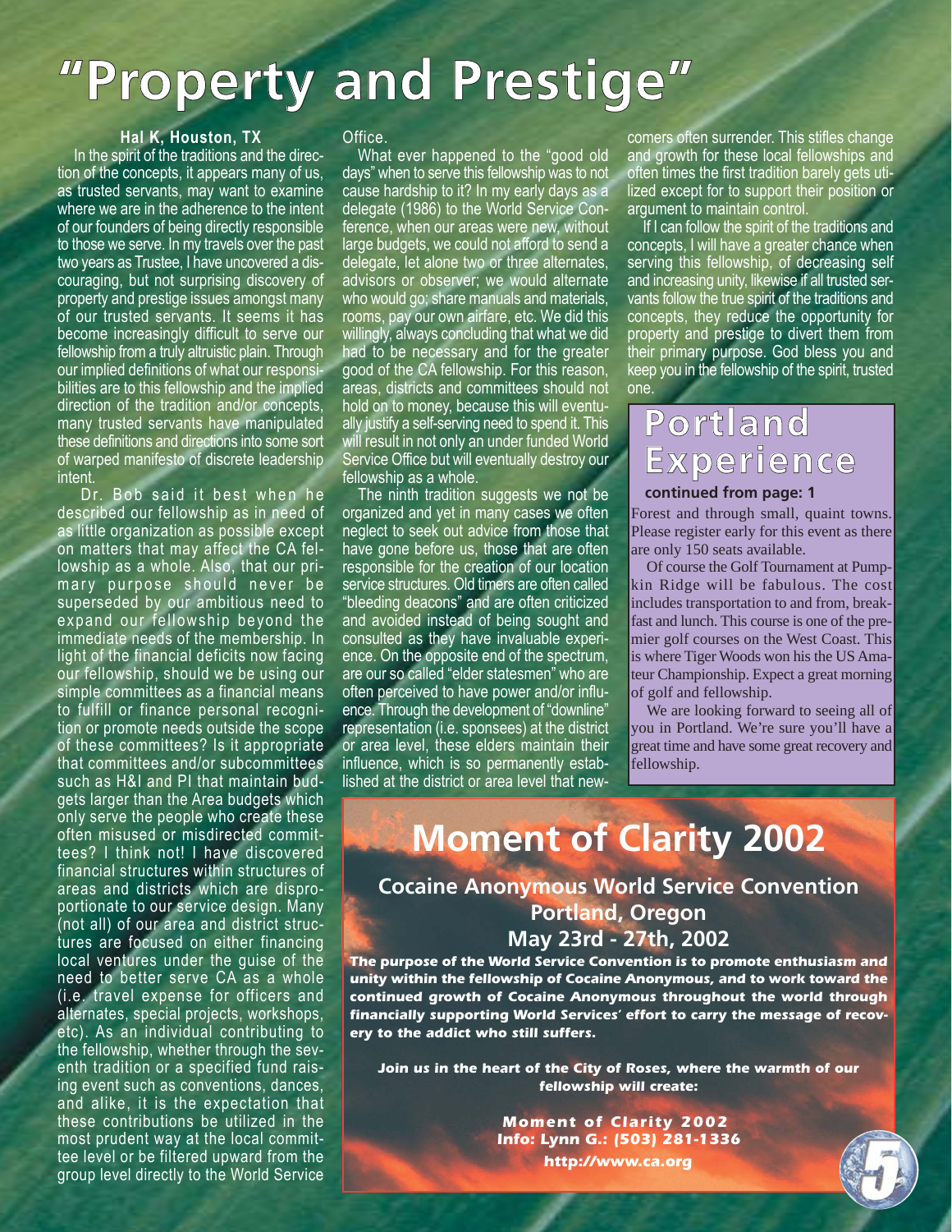# "Property and Prestige"

**Hal K, Houston, TX**

In the spirit of the traditions and the direction of the concepts, it appears many of us, as trusted servants, may want to examine where we are in the adherence to the intent of our founders of being directly responsible to those we serve. In my travels over the past two years as Trustee, I have uncovered a discouraging, but not surprising discovery of property and prestige issues amongst many of our trusted servants. It seems it has become increasingly difficult to serve our fellowship from a truly altruistic plain. Through our implied definitions of what our responsibilities are to this fellowship and the implied direction of the tradition and/or concepts, many trusted servants have manipulated these definitions and directions into some sort of warped manifesto of discrete leadership intent.

Dr. Bob said it best when he described our fellowship as in need of as little organization as possible except on matters that may affect the CA fellowship as a whole. Also, that our primary purpose should never be superseded by our ambitious need to expand our fellowship beyond the immediate needs of the membership. In light of the financial deficits now facing our fellowship, should we be using our simple committees as a financial means to fulfill or finance personal recognition or promote needs outside the scope of these committees? Is it appropriate that committees and/or subcommittees such as H&I and PI that maintain budgets larger than the Area budgets which only serve the people who create these often misused or misdirected committees? I think not! I have discovered financial structures within structures of areas and districts which are disproportionate to our service design. Many (not all) of our area and district structures are focused on either financing local ventures under the guise of the need to better serve CA as a whole (i.e. travel expense for officers and alternates, special projects, workshops, etc). As an individual contributing to the fellowship, whether through the seventh tradition or a specified fund raising event such as conventions, dances, and alike, it is the expectation that these contributions be utilized in the most prudent way at the local committee level or be filtered upward from the group level directly to the World Service Office.

What ever happened to the "good old days" when to serve this fellowship was to not cause hardship to it? In my early days as a delegate (1986) to the World Service Conference, when our areas were new, without large budgets, we could not afford to send a delegate, let alone two or three alternates, advisors or observer; we would alternate who would go; share manuals and materials, rooms, pay our own airfare, etc. We did this willingly, always concluding that what we did had to be necessary and for the greater good of the CA fellowship. For this reason, areas, districts and committees should not hold on to money, because this will eventually justify a self-serving need to spend it. This will result in not only an under funded World Service Office but will eventually destroy our fellowship as a whole.

The ninth tradition suggests we not be organized and yet in many cases we often neglect to seek out advice from those that have gone before us, those that are often responsible for the creation of our location service structures. Old timers are often called "bleeding deacons" and are often criticized and avoided instead of being sought and consulted as they have invaluable experience. On the opposite end of the spectrum, are our so called "elder statesmen" who are often perceived to have power and/or influence. Through the development of "downline" representation (i.e. sponsees) at the district or area level, these elders maintain their influence, which is so permanently established at the district or area level that newcomers often surrender. This stifles change and growth for these local fellowships and often times the first tradition barely gets utilized except for to support their position or argument to maintain control.

If I can follow the spirit of the traditions and concepts, I will have a greater chance when serving this fellowship, of decreasing self and increasing unity, likewise if all trusted servants follow the true spirit of the traditions and concepts, they reduce the opportunity for property and prestige to divert them from their primary purpose. God bless you and keep you in the fellowship of the spirit, trusted one.

## Portland Experience

**continued from page: 1**

Forest and through small, quaint towns. Please register early for this event as there are only 150 seats available.

Of course the Golf Tournament at Pumpkin Ridge will be fabulous. The cost includes transportation to and from, breakfast and lunch. This course is one of the premier golf courses on the West Coast. This is where Tiger Woods won his the US Amateur Championship. Expect a great morning of golf and fellowship.

We are looking forward to seeing all of you in Portland. We're sure you'll have a great time and have some great recovery and fellowship.

# Moment of Clarity 2002

**Cocaine Anonymous World Service Convention**
**Portland, Oregon**
**May 23rd - 27th, 2002**

***The purpose of the World Service Convention is to promote enthusiasm and unity within the fellowship of Cocaine Anonymous, and to work toward the continued growth of Cocaine Anonymous throughout the world through financially supporting World Services' effort to carry the message of recovery to the addict who still suffers.***

***Join us in the heart of the City of Roses, where the warmth of our fellowship will create:***

***Moment of Clarity 2002***
***Info: Lynn G.: (503) 281-1336***
***http://www.ca.org***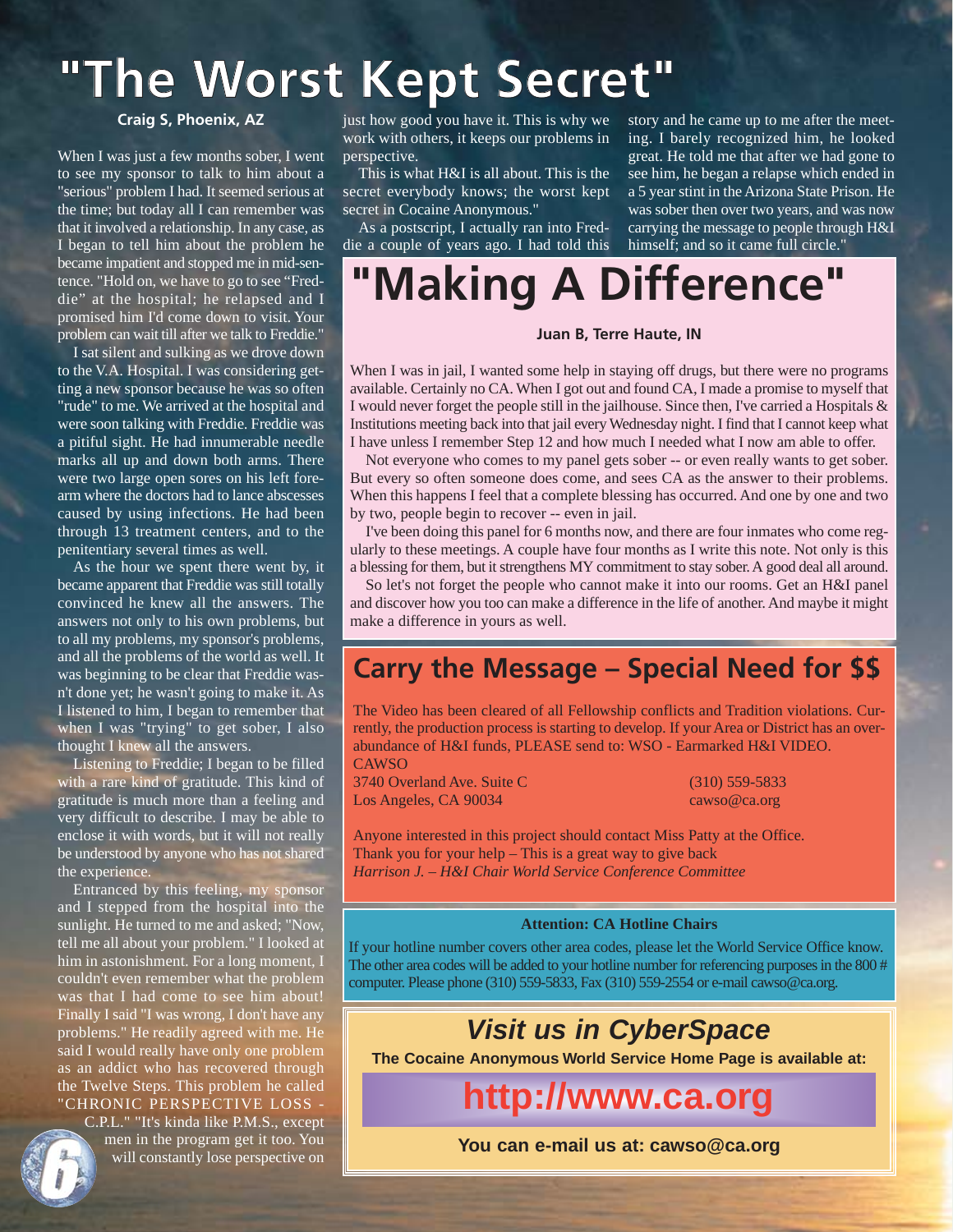# "The Worst Kept Secret"

**Craig S, Phoenix, AZ**

When I was just a few months sober, I went to see my sponsor to talk to him about a "serious" problem I had. It seemed serious at the time; but today all I can remember was that it involved a relationship. In any case, as I began to tell him about the problem he became impatient and stopped me in mid-sentence. "Hold on, we have to go to see "Freddie" at the hospital; he relapsed and I promised him I'd come down to visit. Your problem can wait till after we talk to Freddie."

I sat silent and sulking as we drove down to the V.A. Hospital. I was considering getting a new sponsor because he was so often "rude" to me. We arrived at the hospital and were soon talking with Freddie. Freddie was a pitiful sight. He had innumerable needle marks all up and down both arms. There were two large open sores on his left forearm where the doctors had to lance abscesses caused by using infections. He had been through 13 treatment centers, and to the penitentiary several times as well.

As the hour we spent there went by, it became apparent that Freddie was still totally convinced he knew all the answers. The answers not only to his own problems, but to all my problems, my sponsor's problems, and all the problems of the world as well. It was beginning to be clear that Freddie wasn't done yet; he wasn't going to make it. As I listened to him, I began to remember that when I was "trying" to get sober, I also thought I knew all the answers.

Listening to Freddie; I began to be filled with a rare kind of gratitude. This kind of gratitude is much more than a feeling and very difficult to describe. I may be able to enclose it with words, but it will not really be understood by anyone who has not shared the experience.

Entranced by this feeling, my sponsor and I stepped from the hospital into the sunlight. He turned to me and asked; "Now, tell me all about your problem." I looked at him in astonishment. For a long moment, I couldn't even remember what the problem was that I had come to see him about! Finally I said "I was wrong, I don't have any problems." He readily agreed with me. He said I would really have only one problem as an addict who has recovered through the Twelve Steps. This problem he called "CHRONIC PERSPECTIVE LOSS - C.P.L." "It's kinda like P.M.S., except men in the program get it too. You will constantly lose perspective on just how good you have it. This is why we work with others, it keeps our problems in perspective.

This is what H&I is all about. This is the secret everybody knows; the worst kept secret in Cocaine Anonymous."

As a postscript, I actually ran into Freddie a couple of years ago. I had told this story and he came up to me after the meeting. I barely recognized him, he looked great. He told me that after we had gone to see him, he began a relapse which ended in a 5 year stint in the Arizona State Prison. He was sober then over two years, and was now carrying the message to people through H&I himself; and so it came full circle."

# "Making A Difference"

**Juan B, Terre Haute, IN**

When I was in jail, I wanted some help in staying off drugs, but there were no programs available. Certainly no CA. When I got out and found CA, I made a promise to myself that I would never forget the people still in the jailhouse. Since then, I've carried a Hospitals & Institutions meeting back into that jail every Wednesday night. I find that I cannot keep what I have unless I remember Step 12 and how much I needed what I now am able to offer.

Not everyone who comes to my panel gets sober -- or even really wants to get sober. But every so often someone does come, and sees CA as the answer to their problems. When this happens I feel that a complete blessing has occurred. And one by one and two by two, people begin to recover -- even in jail.

I've been doing this panel for 6 months now, and there are four inmates who come regularly to these meetings. A couple have four months as I write this note. Not only is this a blessing for them, but it strengthens MY commitment to stay sober. A good deal all around.

So let's not forget the people who cannot make it into our rooms. Get an H&I panel and discover how you too can make a difference in the life of another. And maybe it might make a difference in yours as well.

## Carry the Message – Special Need for $$

The Video has been cleared of all Fellowship conflicts and Tradition violations. Currently, the production process is starting to develop. If your Area or District has an overabundance of H&I funds, PLEASE send to: WSO - Earmarked H&I VIDEO.

CAWSO
3740 Overland Ave. Suite C
Los Angeles, CA 90034
(310) 559-5833
cawso@ca.org

Anyone interested in this project should contact Miss Patty at the Office.
Thank you for your help – This is a great way to give back
*Harrison J. – H&I Chair World Service Conference Committee*

**Attention: CA Hotline Chairs**

If your hotline number covers other area codes, please let the World Service Office know. The other area codes will be added to your hotline number for referencing purposes in the 800 # computer. Please phone (310) 559-5833, Fax (310) 559-2554 or e-mail cawso@ca.org.

## *Visit us in CyberSpace*

**The Cocaine Anonymous World Service Home Page is available at:**

**http://www.ca.org**

**You can e-mail us at: cawso@ca.org**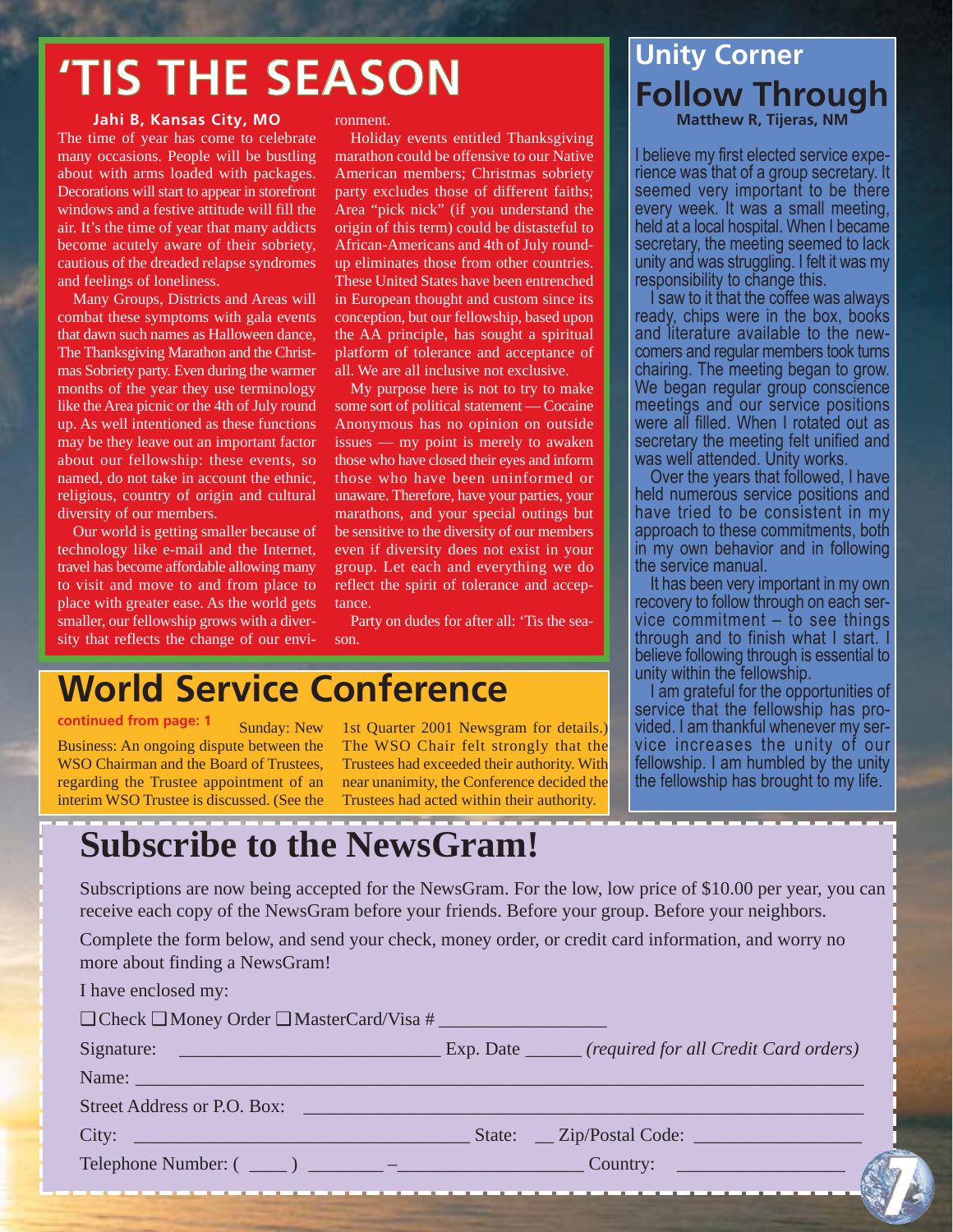# 'TIS THE SEASON

**Jahi B, Kansas City, MO**

The time of year has come to celebrate many occasions. People will be bustling about with arms loaded with packages. Decorations will start to appear in storefront windows and a festive attitude will fill the air. It's the time of year that many addicts become acutely aware of their sobriety, cautious of the dreaded relapse syndromes and feelings of loneliness.

Many Groups, Districts and Areas will combat these symptoms with gala events that dawn such names as Halloween dance, The Thanksgiving Marathon and the Christmas Sobriety party. Even during the warmer months of the year they use terminology like the Area picnic or the 4th of July round up. As well intentioned as these functions may be they leave out an important factor about our fellowship: these events, so named, do not take in account the ethnic, religious, country of origin and cultural diversity of our members.

Our world is getting smaller because of technology like e-mail and the Internet, travel has become affordable allowing many to visit and move to and from place to place with greater ease. As the world gets smaller, our fellowship grows with a diversity that reflects the change of our environment.

Holiday events entitled Thanksgiving marathon could be offensive to our Native American members; Christmas sobriety party excludes those of different faiths; Area "pick nick" (if you understand the origin of this term) could be distasteful to African-Americans and 4th of July round-up eliminates those from other countries. These United States have been entrenched in European thought and custom since its conception, but our fellowship, based upon the AA principle, has sought a spiritual platform of tolerance and acceptance of all. We are all inclusive not exclusive.

My purpose here is not to try to make some sort of political statement — Cocaine Anonymous has no opinion on outside issues — my point is merely to awaken those who have closed their eyes and inform those who have been uninformed or unaware. Therefore, have your parties, your marathons, and your special outings but be sensitive to the diversity of our members even if diversity does not exist in your group. Let each and everything we do reflect the spirit of tolerance and acceptance.

Party on dudes for after all: 'Tis the season.

# World Service Conference

**continued from page: 1**

Sunday: New Business: An ongoing dispute between the WSO Chairman and the Board of Trustees, regarding the Trustee appointment of an interim WSO Trustee is discussed. (See the 1st Quarter 2001 Newsgram for details.) The WSO Chair felt strongly that the Trustees had exceeded their authority. With near unanimity, the Conference decided the Trustees had acted within their authority.

# Unity Corner

## Follow Through

**Matthew R, Tijeras, NM**

I believe my first elected service experience was that of a group secretary. It seemed very important to be there every week. It was a small meeting, held at a local hospital. When I became secretary, the meeting seemed to lack unity and was struggling. I felt it was my responsibility to change this.

I saw to it that the coffee was always ready, chips were in the box, books and literature available to the newcomers and regular members took turns chairing. The meeting began to grow. We began regular group conscience meetings and our service positions were all filled. When I rotated out as secretary the meeting felt unified and was well attended. Unity works.

Over the years that followed, I have held numerous service positions and have tried to be consistent in my approach to these commitments, both in my own behavior and in following the service manual.

It has been very important in my own recovery to follow through on each service commitment – to see things through and to finish what I start. I believe following through is essential to unity within the fellowship.

I am grateful for the opportunities of service that the fellowship has provided. I am thankful whenever my service increases the unity of our fellowship. I am humbled by the unity the fellowship has brought to my life.

# Subscribe to the NewsGram!

Subscriptions are now being accepted for the NewsGram. For the low, low price of $10.00 per year, you can receive each copy of the NewsGram before your friends. Before your group. Before your neighbors.

Complete the form below, and send your check, money order, or credit card information, and worry no more about finding a NewsGram!

I have enclosed my:

❑ Check ❑ Money Order ❑ MasterCard/Visa # _________________

Signature: ___________________________ Exp. Date ______ *(required for all Credit Card orders)*

Name: ______________________________________________________________

Street Address or P.O. Box: ______________________________________________

City: ___________________________________ State: __ Zip/Postal Code: _________________

Telephone Number: ( ____ ) _______ –___________________ Country: _________________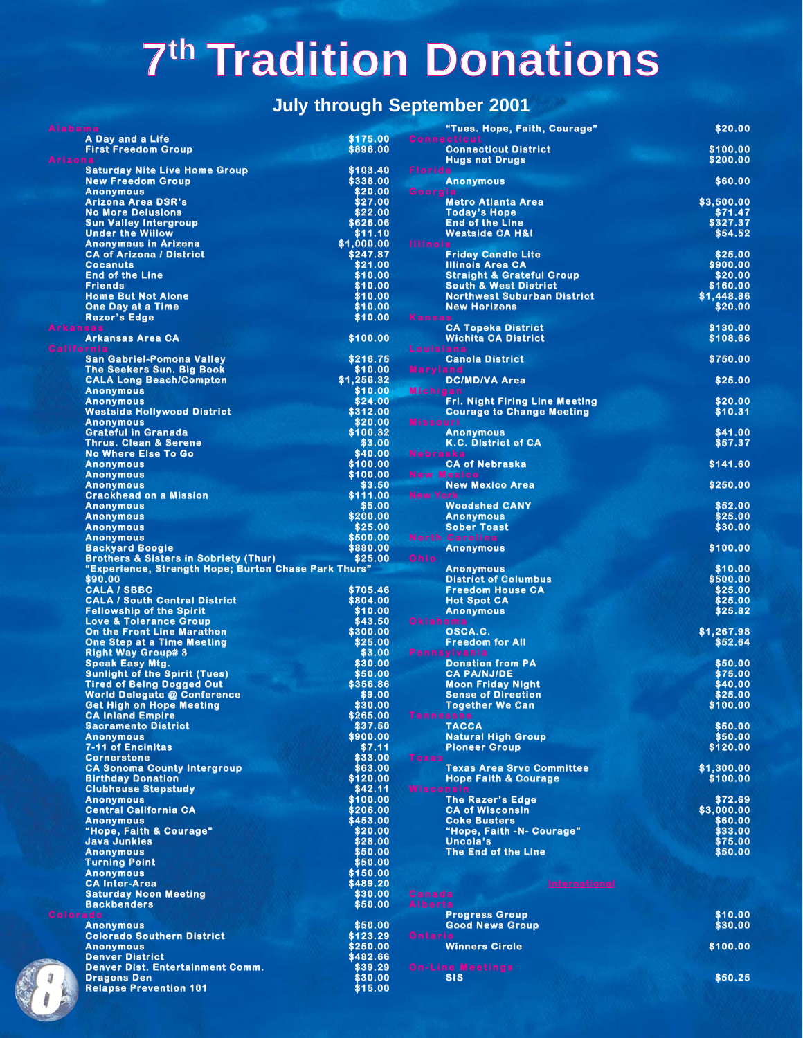# 7th Tradition Donations

## July through September 2001

### Alabama

| | |
|---|---|
| A Day and a Life | $175.00 |
| First Freedom Group | $896.00 |

### Arizona

| | |
|---|---|
| Saturday Nite Live Home Group | $103.40 |
| New Freedom Group | $338.00 |
| Anonymous | $20.00 |
| Arizona Area DSR's | $27.00 |
| No More Delusions | $22.00 |
| Sun Valley Intergroup | $626.06 |
| Under the Willow | $11.10 |
| Anonymous in Arizona | $1,000.00 |
| CA of Arizona / District | $247.87 |
| Cocanuts | $21.00 |
| End of the Line | $10.00 |
| Friends | $10.00 |
| Home But Not Alone | $10.00 |
| One Day at a Time | $10.00 |
| Razor's Edge | $10.00 |

### Arkansas

| | |
|---|---|
| Arkansas Area CA | $100.00 |

### California

| | |
|---|---|
| San Gabriel-Pomona Valley | $216.75 |
| The Seekers Sun. Big Book | $10.00 |
| CALA Long Beach/Compton | $1,256.32 |
| Anonymous | $10.00 |
| Anonymous | $24.00 |
| Westside Hollywood District | $312.00 |
| Anonymous | $20.00 |
| Grateful in Granada | $100.32 |
| Thrus. Clean & Serene | $3.00 |
| No Where Else To Go | $40.00 |
| Anonymous | $100.00 |
| Anonymous | $100.00 |
| Anonymous | $3.50 |
| Crackhead on a Mission | $111.00 |
| Anonymous | $5.00 |
| Anonymous | $200.00 |
| Anonymous | $25.00 |
| Anonymous | $500.00 |
| Backyard Boogie | $880.00 |
| Brothers & Sisters in Sobriety (Thur) | $25.00 |
| "Experience, Strength Hope; Burton Chase Park Thurs" | $90.00 |
| CALA / SBBC | $705.46 |
| CALA / South Central District | $804.00 |
| Fellowship of the Spirit | $10.00 |
| Love & Tolerance Group | $43.50 |
| On the Front Line Marathon | $300.00 |
| One Step at a Time Meeting | $25.00 |
| Right Way Group# 3 | $3.00 |
| Speak Easy Mtg. | $30.00 |
| Sunlight of the Spirit (Tues) | $50.00 |
| Tired of Being Dogged Out | $356.86 |
| World Delegate @ Conference | $9.00 |
| Get High on Hope Meeting | $30.00 |
| CA Inland Empire | $265.00 |
| Sacramento District | $37.50 |
| Anonymous | $900.00 |
| 7-11 of Encinitas | $7.11 |
| Cornerstone | $33.00 |
| CA Sonoma County Intergroup | $63.00 |
| Birthday Donation | $120.00 |
| Clubhouse Stepstudy | $42.11 |
| Anonymous | $100.00 |
| Central California CA | $206.00 |
| Anonymous | $453.00 |
| "Hope, Faith & Courage" | $20.00 |
| Java Junkies | $28.00 |
| Anonymous | $50.00 |
| Turning Point | $50.00 |
| Anonymous | $150.00 |
| CA Inter-Area | $489.20 |
| Saturday Noon Meeting | $30.00 |
| Backbenders | $50.00 |

### Colorado

| | |
|---|---|
| Anonymous | $50.00 |
| Colorado Southern District | $123.29 |
| Anonymous | $250.00 |
| Denver District | $482.66 |
| Denver Dist. Entertainment Comm. | $39.29 |
| Dragons Den | $30.00 |
| Relapse Prevention 101 | $15.00 |
| "Tues. Hope, Faith, Courage" | $20.00 |

### Connecticut

| | |
|---|---|
| Connecticut District | $100.00 |
| Hugs not Drugs | $200.00 |

### Florida

| | |
|---|---|
| Anonymous | $60.00 |

### Georgia

| | |
|---|---|
| Metro Atlanta Area | $3,500.00 |
| Today's Hope | $71.47 |
| End of the Line | $327.37 |
| Westside CA H&I | $54.52 |

### Illinois

| | |
|---|---|
| Friday Candle Lite | $25.00 |
| Illinois Area CA | $900.00 |
| Straight & Grateful Group | $20.00 |
| South & West District | $160.00 |
| Northwest Suburban District | $1,448.86 |
| New Horizons | $20.00 |

### Kansas

| | |
|---|---|
| CA Topeka District | $130.00 |
| Wichita CA District | $108.66 |

### Louisiana

| | |
|---|---|
| Canola District | $750.00 |

### Maryland

| | |
|---|---|
| DC/MD/VA Area | $25.00 |

### Michigan

| | |
|---|---|
| Fri. Night Firing Line Meeting | $20.00 |
| Courage to Change Meeting | $10.31 |

### Missouri

| | |
|---|---|
| Anonymous | $41.00 |
| K.C. District of CA | $57.37 |

### Nebraska

| | |
|---|---|
| CA of Nebraska | $141.60 |

### New Mexico

| | |
|---|---|
| New Mexico Area | $250.00 |

### New York

| | |
|---|---|
| Woodshed CANY | $52.00 |
| Anonymous | $25.00 |
| Sober Toast | $30.00 |

### North Carolina

| | |
|---|---|
| Anonymous | $100.00 |

### Ohio

| | |
|---|---|
| Anonymous | $10.00 |
| District of Columbus | $500.00 |
| Freedom House CA | $25.00 |
| Hot Spot CA | $25.00 |
| Anonymous | $25.82 |

### Oklahoma

| | |
|---|---|
| OSCA.C. | $1,267.98 |
| Freedom for All | $52.64 |

### Pennsylvania

| | |
|---|---|
| Donation from PA | $50.00 |
| CA PA/NJ/DE | $75.00 |
| Moon Friday Night | $40.00 |
| Sense of Direction | $25.00 |
| Together We Can | $100.00 |

### Tennessee

| | |
|---|---|
| TACCA | $50.00 |
| Natural High Group | $50.00 |
| Pioneer Group | $120.00 |

### Texas

| | |
|---|---|
| Texas Area Srvc Committee | $1,300.00 |
| Hope Faith & Courage | $100.00 |

### Wisconsin

| | |
|---|---|
| The Razer's Edge | $72.69 |
| CA of Wisconsin | $3,000.00 |
| Coke Busters | $60.00 |
| "Hope, Faith -N- Courage" | $33.00 |
| Uncola's | $75.00 |
| The End of the Line | $50.00 |

## International

### Canada

#### Alberta

| | |
|---|---|
| Progress Group | $10.00 |
| Good News Group | $30.00 |

#### Ontario

| | |
|---|---|
| Winners Circle | $100.00 |

### On-Line Meetings

| | |
|---|---|
| SIS | $50.25 |